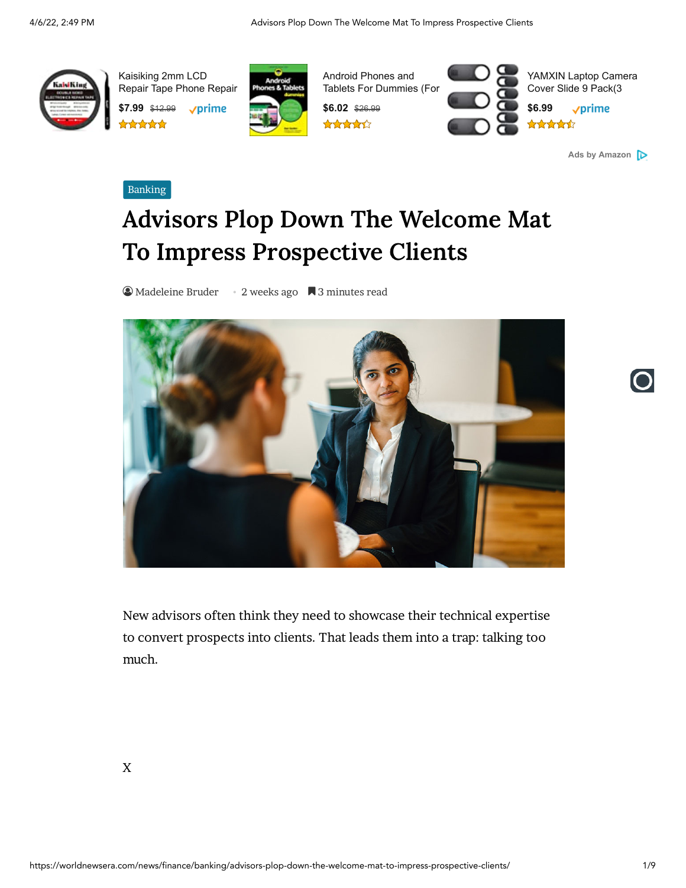Banking

# Advisors Plop Down The Welcome Mat To Impress Prospective Clients

Madeleine Bruder • 2 weeks ago 3 minutes read

New advisors often think they need to showcase their technical expertise to convert prospects into clients. That leads them into a trap: talking too much.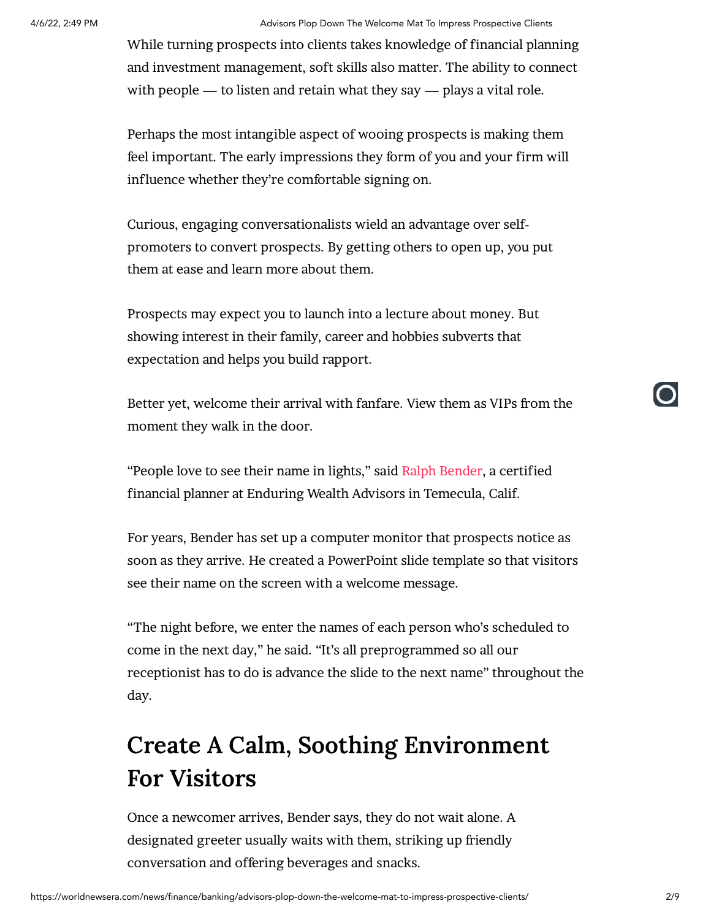While turning prospects into clients takes knowledge of financial planning and investment management, soft skills also matter. The ability to connect with people — to listen and retain what they say — plays a vital role.

Perhaps the most intangible aspect of wooing prospects is making them feel important. The early impressions they form of you and your firm will influence whether they're comfortable signing on.

Curious, engaging conversationalists wield an advantage over self-promoters to convert prospects. By getting others to open up, you put them at ease and learn more about them.

Prospects may expect you to launch into a lecture about money. But showing interest in their family, career and hobbies subverts that expectation and helps you build rapport.

Better yet, welcome their arrival with fanfare. View them as VIPs from the moment they walk in the door.

"People love to see their name in lights," said Ralph Bender, a certified financial planner at Enduring Wealth Advisors in Temecula, Calif.

For years, Bender has set up a computer monitor that prospects notice as soon as they arrive. He created a PowerPoint slide template so that visitors see their name on the screen with a welcome message.

"The night before, we enter the names of each person who's scheduled to come in the next day," he said. "It's all preprogrammed so all our receptionist has to do is advance the slide to the next name" throughout the day.

## Create A Calm, Soothing Environment For Visitors

Once a newcomer arrives, Bender says, they do not wait alone. A designated greeter usually waits with them, striking up friendly conversation and offering beverages and snacks.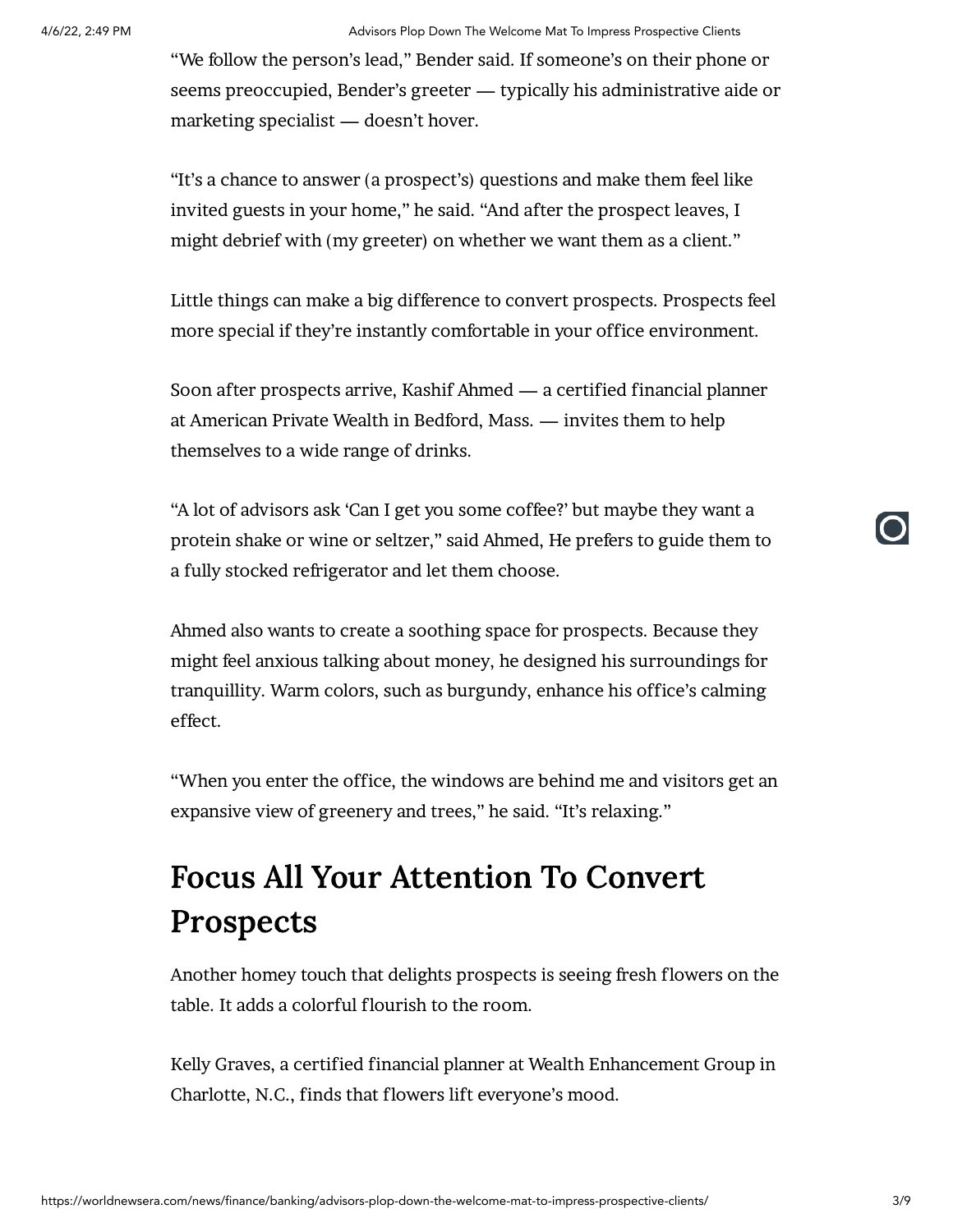"We follow the person's lead," Bender said. If someone's on their phone or seems preoccupied, Bender's greeter — typically his administrative aide or marketing specialist — doesn't hover.

"It's a chance to answer (a prospect's) questions and make them feel like invited guests in your home," he said. "And after the prospect leaves, I might debrief with (my greeter) on whether we want them as a client."

Little things can make a big difference to convert prospects. Prospects feel more special if they're instantly comfortable in your office environment.

Soon after prospects arrive, Kashif Ahmed — a certified financial planner at American Private Wealth in Bedford, Mass. — invites them to help themselves to a wide range of drinks.

"A lot of advisors ask 'Can I get you some coffee?' but maybe they want a protein shake or wine or seltzer," said Ahmed, He prefers to guide them to a fully stocked refrigerator and let them choose.

Ahmed also wants to create a soothing space for prospects. Because they might feel anxious talking about money, he designed his surroundings for tranquillity. Warm colors, such as burgundy, enhance his office's calming effect.

"When you enter the office, the windows are behind me and visitors get an expansive view of greenery and trees," he said. "It's relaxing."

## Focus All Your Attention To Convert Prospects

Another homey touch that delights prospects is seeing fresh flowers on the table. It adds a colorful flourish to the room.

Kelly Graves, a certified financial planner at Wealth Enhancement Group in Charlotte, N.C., finds that flowers lift everyone's mood.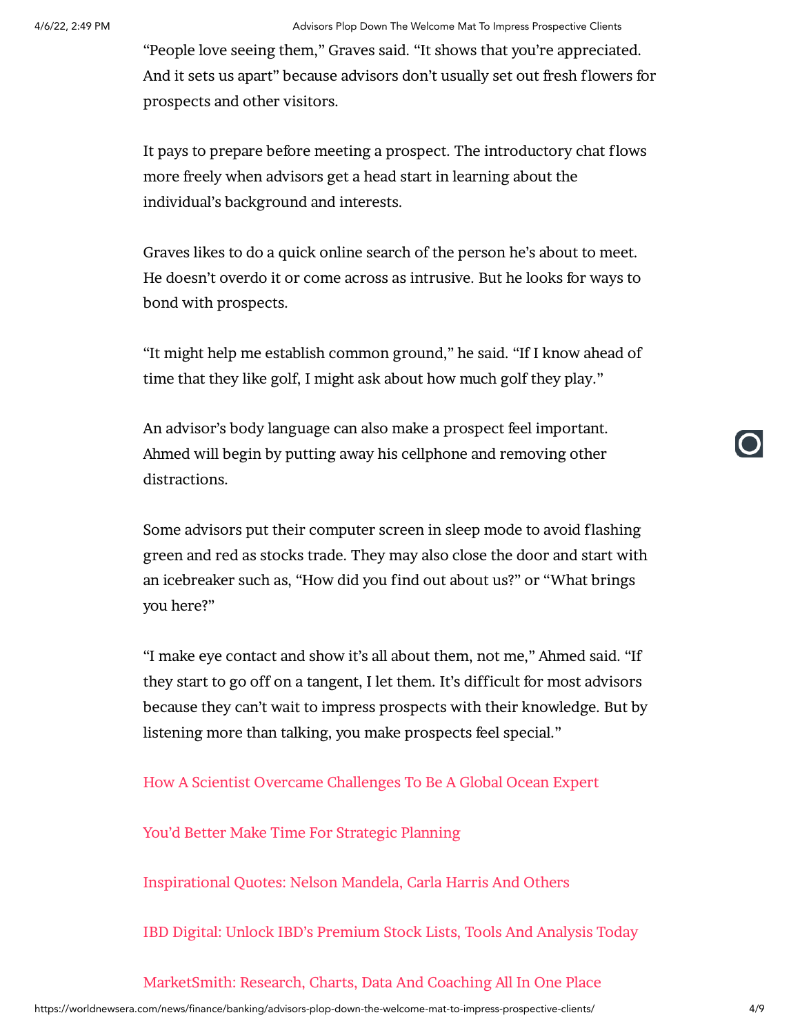"People love seeing them," Graves said. "It shows that you're appreciated. And it sets us apart" because advisors don't usually set out fresh flowers for prospects and other visitors.

It pays to prepare before meeting a prospect. The introductory chat flows more freely when advisors get a head start in learning about the individual's background and interests.

Graves likes to do a quick online search of the person he's about to meet. He doesn't overdo it or come across as intrusive. But he looks for ways to bond with prospects.

"It might help me establish common ground," he said. "If I know ahead of time that they like golf, I might ask about how much golf they play."

An advisor's body language can also make a prospect feel important. Ahmed will begin by putting away his cellphone and removing other distractions.

Some advisors put their computer screen in sleep mode to avoid flashing green and red as stocks trade. They may also close the door and start with an icebreaker such as, "How did you find out about us?" or "What brings you here?"

"I make eye contact and show it's all about them, not me," Ahmed said. "If they start to go off on a tangent, I let them. It's difficult for most advisors because they can't wait to impress prospects with their knowledge. But by listening more than talking, you make prospects feel special."

How A Scientist Overcame Challenges To Be A Global Ocean Expert

You'd Better Make Time For Strategic Planning

Inspirational Quotes: Nelson Mandela, Carla Harris And Others

IBD Digital: Unlock IBD's Premium Stock Lists, Tools And Analysis Today

MarketSmith: Research, Charts, Data And Coaching All In One Place